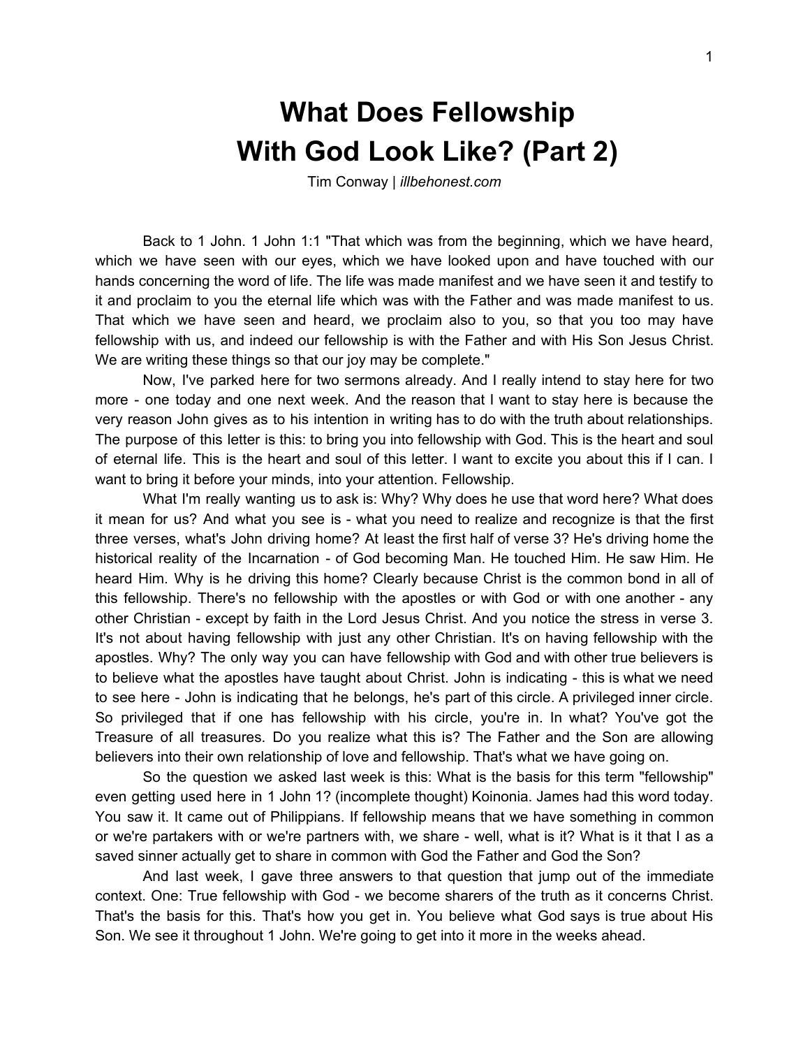# What Does Fellowship With God Look Like? (Part 2)

Tim Conway | *illbehonest.com*

Back to 1 John. 1 John 1:1 "That which was from the beginning, which we have heard, which we have seen with our eyes, which we have looked upon and have touched with our hands concerning the word of life. The life was made manifest and we have seen it and testify to it and proclaim to you the eternal life which was with the Father and was made manifest to us. That which we have seen and heard, we proclaim also to you, so that you too may have fellowship with us, and indeed our fellowship is with the Father and with His Son Jesus Christ. We are writing these things so that our joy may be complete."

Now, I've parked here for two sermons already. And I really intend to stay here for two more - one today and one next week. And the reason that I want to stay here is because the very reason John gives as to his intention in writing has to do with the truth about relationships. The purpose of this letter is this: to bring you into fellowship with God. This is the heart and soul of eternal life. This is the heart and soul of this letter. I want to excite you about this if I can. I want to bring it before your minds, into your attention. Fellowship.

What I'm really wanting us to ask is: Why? Why does he use that word here? What does it mean for us? And what you see is - what you need to realize and recognize is that the first three verses, what's John driving home? At least the first half of verse 3? He's driving home the historical reality of the Incarnation - of God becoming Man. He touched Him. He saw Him. He heard Him. Why is he driving this home? Clearly because Christ is the common bond in all of this fellowship. There's no fellowship with the apostles or with God or with one another - any other Christian - except by faith in the Lord Jesus Christ. And you notice the stress in verse 3. It's not about having fellowship with just any other Christian. It's on having fellowship with the apostles. Why? The only way you can have fellowship with God and with other true believers is to believe what the apostles have taught about Christ. John is indicating - this is what we need to see here - John is indicating that he belongs, he's part of this circle. A privileged inner circle. So privileged that if one has fellowship with his circle, you're in. In what? You've got the Treasure of all treasures. Do you realize what this is? The Father and the Son are allowing believers into their own relationship of love and fellowship. That's what we have going on.

So the question we asked last week is this: What is the basis for this term "fellowship" even getting used here in 1 John 1? (incomplete thought) Koinonia. James had this word today. You saw it. It came out of Philippians. If fellowship means that we have something in common or we're partakers with or we're partners with, we share - well, what is it? What is it that I as a saved sinner actually get to share in common with God the Father and God the Son?

And last week, I gave three answers to that question that jump out of the immediate context. One: True fellowship with God - we become sharers of the truth as it concerns Christ. That's the basis for this. That's how you get in. You believe what God says is true about His Son. We see it throughout 1 John. We're going to get into it more in the weeks ahead.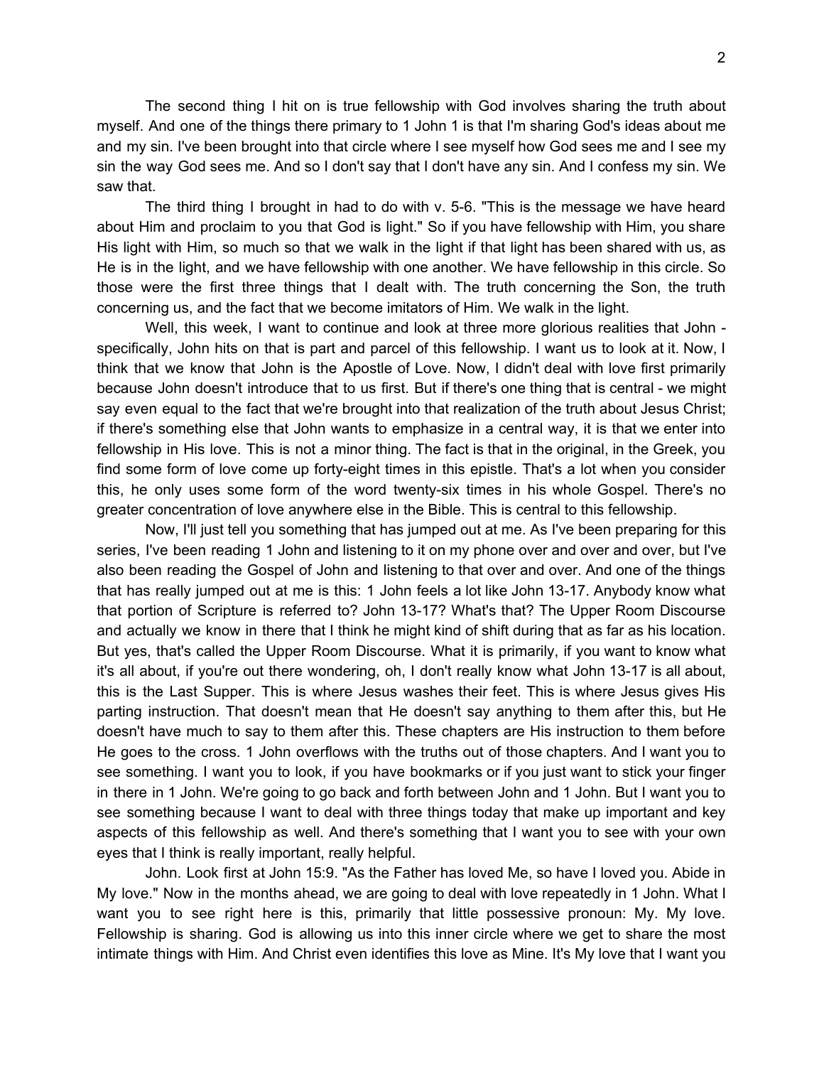The second thing I hit on is true fellowship with God involves sharing the truth about myself. And one of the things there primary to 1 John 1 is that I'm sharing God's ideas about me and my sin. I've been brought into that circle where I see myself how God sees me and I see my sin the way God sees me. And so I don't say that I don't have any sin. And I confess my sin. We saw that.

The third thing I brought in had to do with v. 5-6. "This is the message we have heard about Him and proclaim to you that God is light." So if you have fellowship with Him, you share His light with Him, so much so that we walk in the light if that light has been shared with us, as He is in the light, and we have fellowship with one another. We have fellowship in this circle. So those were the first three things that I dealt with. The truth concerning the Son, the truth concerning us, and the fact that we become imitators of Him. We walk in the light.

Well, this week, I want to continue and look at three more glorious realities that John - specifically, John hits on that is part and parcel of this fellowship. I want us to look at it. Now, I think that we know that John is the Apostle of Love. Now, I didn't deal with love first primarily because John doesn't introduce that to us first. But if there's one thing that is central - we might say even equal to the fact that we're brought into that realization of the truth about Jesus Christ; if there's something else that John wants to emphasize in a central way, it is that we enter into fellowship in His love. This is not a minor thing. The fact is that in the original, in the Greek, you find some form of love come up forty-eight times in this epistle. That's a lot when you consider this, he only uses some form of the word twenty-six times in his whole Gospel. There's no greater concentration of love anywhere else in the Bible. This is central to this fellowship.

Now, I'll just tell you something that has jumped out at me. As I've been preparing for this series, I've been reading 1 John and listening to it on my phone over and over and over, but I've also been reading the Gospel of John and listening to that over and over. And one of the things that has really jumped out at me is this: 1 John feels a lot like John 13-17. Anybody know what that portion of Scripture is referred to? John 13-17? What's that? The Upper Room Discourse and actually we know in there that I think he might kind of shift during that as far as his location. But yes, that's called the Upper Room Discourse. What it is primarily, if you want to know what it's all about, if you're out there wondering, oh, I don't really know what John 13-17 is all about, this is the Last Supper. This is where Jesus washes their feet. This is where Jesus gives His parting instruction. That doesn't mean that He doesn't say anything to them after this, but He doesn't have much to say to them after this. These chapters are His instruction to them before He goes to the cross. 1 John overflows with the truths out of those chapters. And I want you to see something. I want you to look, if you have bookmarks or if you just want to stick your finger in there in 1 John. We're going to go back and forth between John and 1 John. But I want you to see something because I want to deal with three things today that make up important and key aspects of this fellowship as well. And there's something that I want you to see with your own eyes that I think is really important, really helpful.

John. Look first at John 15:9. "As the Father has loved Me, so have I loved you. Abide in My love." Now in the months ahead, we are going to deal with love repeatedly in 1 John. What I want you to see right here is this, primarily that little possessive pronoun: My. My love. Fellowship is sharing. God is allowing us into this inner circle where we get to share the most intimate things with Him. And Christ even identifies this love as Mine. It's My love that I want you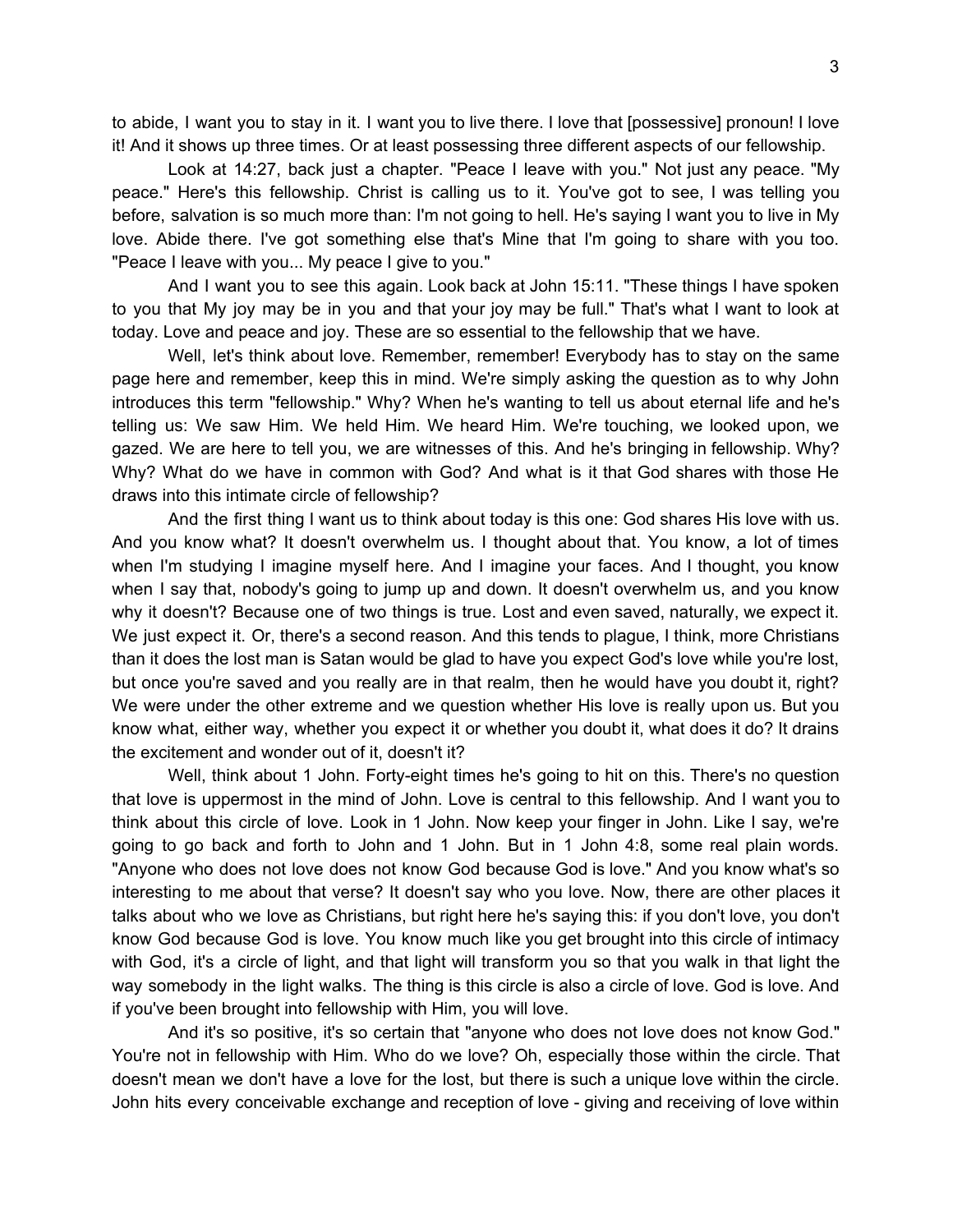to abide, I want you to stay in it. I want you to live there. I love that [possessive] pronoun! I love it! And it shows up three times. Or at least possessing three different aspects of our fellowship.

Look at 14:27, back just a chapter. "Peace I leave with you." Not just any peace. "My peace." Here's this fellowship. Christ is calling us to it. You've got to see, I was telling you before, salvation is so much more than: I'm not going to hell. He's saying I want you to live in My love. Abide there. I've got something else that's Mine that I'm going to share with you too. "Peace I leave with you... My peace I give to you."

And I want you to see this again. Look back at John 15:11. "These things I have spoken to you that My joy may be in you and that your joy may be full." That's what I want to look at today. Love and peace and joy. These are so essential to the fellowship that we have.

Well, let's think about love. Remember, remember! Everybody has to stay on the same page here and remember, keep this in mind. We're simply asking the question as to why John introduces this term "fellowship." Why? When he's wanting to tell us about eternal life and he's telling us: We saw Him. We held Him. We heard Him. We're touching, we looked upon, we gazed. We are here to tell you, we are witnesses of this. And he's bringing in fellowship. Why? Why? What do we have in common with God? And what is it that God shares with those He draws into this intimate circle of fellowship?

And the first thing I want us to think about today is this one: God shares His love with us. And you know what? It doesn't overwhelm us. I thought about that. You know, a lot of times when I'm studying I imagine myself here. And I imagine your faces. And I thought, you know when I say that, nobody's going to jump up and down. It doesn't overwhelm us, and you know why it doesn't? Because one of two things is true. Lost and even saved, naturally, we expect it. We just expect it. Or, there's a second reason. And this tends to plague, I think, more Christians than it does the lost man is Satan would be glad to have you expect God's love while you're lost, but once you're saved and you really are in that realm, then he would have you doubt it, right? We were under the other extreme and we question whether His love is really upon us. But you know what, either way, whether you expect it or whether you doubt it, what does it do? It drains the excitement and wonder out of it, doesn't it?

Well, think about 1 John. Forty-eight times he's going to hit on this. There's no question that love is uppermost in the mind of John. Love is central to this fellowship. And I want you to think about this circle of love. Look in 1 John. Now keep your finger in John. Like I say, we're going to go back and forth to John and 1 John. But in 1 John 4:8, some real plain words. "Anyone who does not love does not know God because God is love." And you know what's so interesting to me about that verse? It doesn't say who you love. Now, there are other places it talks about who we love as Christians, but right here he's saying this: if you don't love, you don't know God because God is love. You know much like you get brought into this circle of intimacy with God, it's a circle of light, and that light will transform you so that you walk in that light the way somebody in the light walks. The thing is this circle is also a circle of love. God is love. And if you've been brought into fellowship with Him, you will love.

And it's so positive, it's so certain that "anyone who does not love does not know God." You're not in fellowship with Him. Who do we love? Oh, especially those within the circle. That doesn't mean we don't have a love for the lost, but there is such a unique love within the circle. John hits every conceivable exchange and reception of love - giving and receiving of love within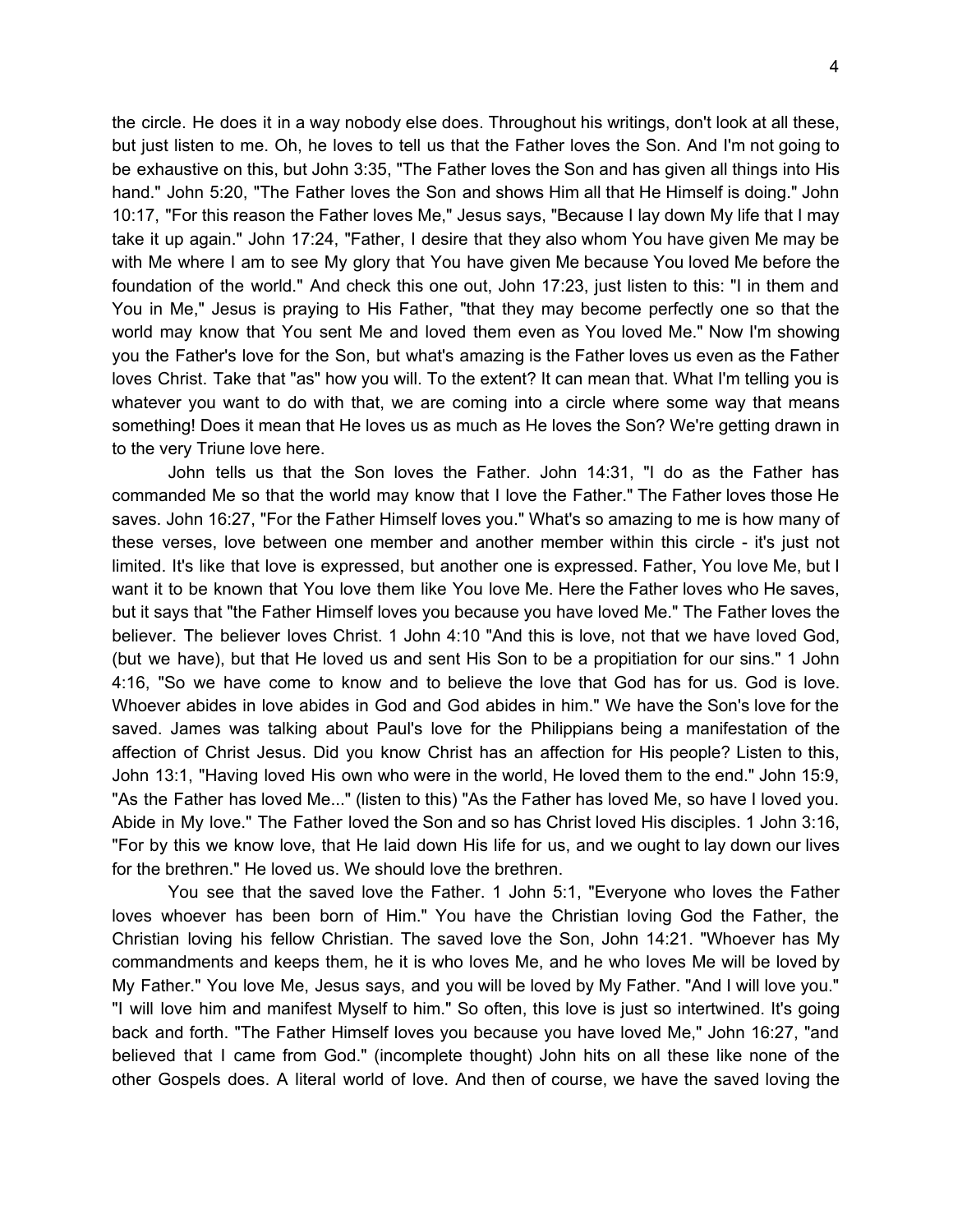the circle. He does it in a way nobody else does. Throughout his writings, don't look at all these, but just listen to me. Oh, he loves to tell us that the Father loves the Son. And I'm not going to be exhaustive on this, but John 3:35, "The Father loves the Son and has given all things into His hand." John 5:20, "The Father loves the Son and shows Him all that He Himself is doing." John 10:17, "For this reason the Father loves Me," Jesus says, "Because I lay down My life that I may take it up again." John 17:24, "Father, I desire that they also whom You have given Me may be with Me where I am to see My glory that You have given Me because You loved Me before the foundation of the world." And check this one out, John 17:23, just listen to this: "I in them and You in Me," Jesus is praying to His Father, "that they may become perfectly one so that the world may know that You sent Me and loved them even as You loved Me." Now I'm showing you the Father's love for the Son, but what's amazing is the Father loves us even as the Father loves Christ. Take that "as" how you will. To the extent? It can mean that. What I'm telling you is whatever you want to do with that, we are coming into a circle where some way that means something! Does it mean that He loves us as much as He loves the Son? We're getting drawn in to the very Triune love here.

John tells us that the Son loves the Father. John 14:31, "I do as the Father has commanded Me so that the world may know that I love the Father." The Father loves those He saves. John 16:27, "For the Father Himself loves you." What's so amazing to me is how many of these verses, love between one member and another member within this circle - it's just not limited. It's like that love is expressed, but another one is expressed. Father, You love Me, but I want it to be known that You love them like You love Me. Here the Father loves who He saves, but it says that "the Father Himself loves you because you have loved Me." The Father loves the believer. The believer loves Christ. 1 John 4:10 "And this is love, not that we have loved God, (but we have), but that He loved us and sent His Son to be a propitiation for our sins." 1 John 4:16, "So we have come to know and to believe the love that God has for us. God is love. Whoever abides in love abides in God and God abides in him." We have the Son's love for the saved. James was talking about Paul's love for the Philippians being a manifestation of the affection of Christ Jesus. Did you know Christ has an affection for His people? Listen to this, John 13:1, "Having loved His own who were in the world, He loved them to the end." John 15:9, "As the Father has loved Me..." (listen to this) "As the Father has loved Me, so have I loved you. Abide in My love." The Father loved the Son and so has Christ loved His disciples. 1 John 3:16, "For by this we know love, that He laid down His life for us, and we ought to lay down our lives for the brethren." He loved us. We should love the brethren.

You see that the saved love the Father. 1 John 5:1, "Everyone who loves the Father loves whoever has been born of Him." You have the Christian loving God the Father, the Christian loving his fellow Christian. The saved love the Son, John 14:21. "Whoever has My commandments and keeps them, he it is who loves Me, and he who loves Me will be loved by My Father." You love Me, Jesus says, and you will be loved by My Father. "And I will love you." "I will love him and manifest Myself to him." So often, this love is just so intertwined. It's going back and forth. "The Father Himself loves you because you have loved Me," John 16:27, "and believed that I came from God." (incomplete thought) John hits on all these like none of the other Gospels does. A literal world of love. And then of course, we have the saved loving the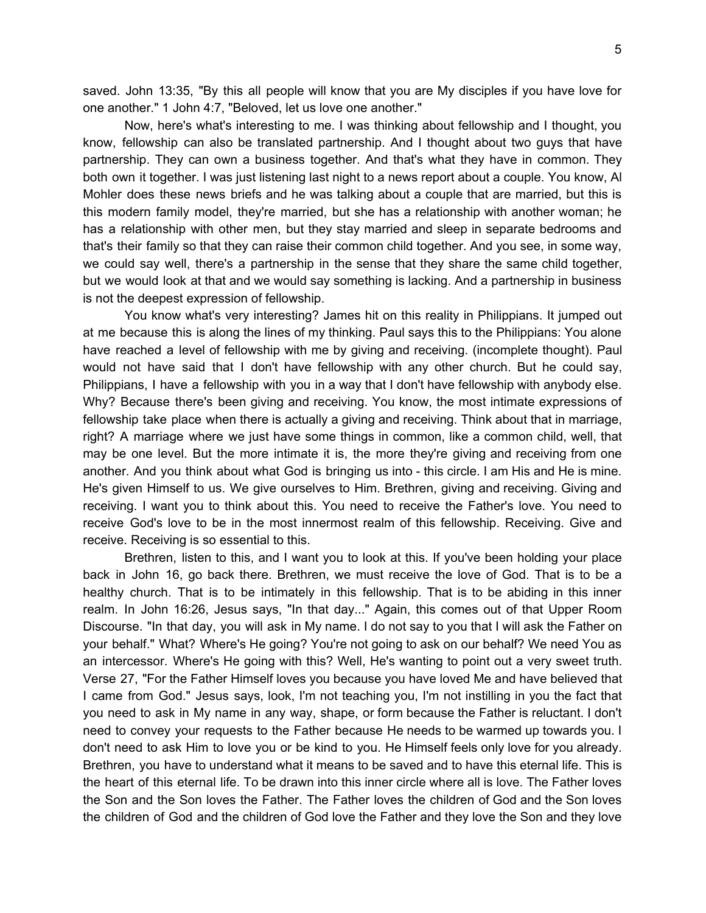saved. John 13:35, "By this all people will know that you are My disciples if you have love for one another." 1 John 4:7, "Beloved, let us love one another."

Now, here's what's interesting to me. I was thinking about fellowship and I thought, you know, fellowship can also be translated partnership. And I thought about two guys that have partnership. They can own a business together. And that's what they have in common. They both own it together. I was just listening last night to a news report about a couple. You know, Al Mohler does these news briefs and he was talking about a couple that are married, but this is this modern family model, they're married, but she has a relationship with another woman; he has a relationship with other men, but they stay married and sleep in separate bedrooms and that's their family so that they can raise their common child together. And you see, in some way, we could say well, there's a partnership in the sense that they share the same child together, but we would look at that and we would say something is lacking. And a partnership in business is not the deepest expression of fellowship.

You know what's very interesting? James hit on this reality in Philippians. It jumped out at me because this is along the lines of my thinking. Paul says this to the Philippians: You alone have reached a level of fellowship with me by giving and receiving. (incomplete thought). Paul would not have said that I don't have fellowship with any other church. But he could say, Philippians, I have a fellowship with you in a way that I don't have fellowship with anybody else. Why? Because there's been giving and receiving. You know, the most intimate expressions of fellowship take place when there is actually a giving and receiving. Think about that in marriage, right? A marriage where we just have some things in common, like a common child, well, that may be one level. But the more intimate it is, the more they're giving and receiving from one another. And you think about what God is bringing us into - this circle. I am His and He is mine. He's given Himself to us. We give ourselves to Him. Brethren, giving and receiving. Giving and receiving. I want you to think about this. You need to receive the Father's love. You need to receive God's love to be in the most innermost realm of this fellowship. Receiving. Give and receive. Receiving is so essential to this.

Brethren, listen to this, and I want you to look at this. If you've been holding your place back in John 16, go back there. Brethren, we must receive the love of God. That is to be a healthy church. That is to be intimately in this fellowship. That is to be abiding in this inner realm. In John 16:26, Jesus says, "In that day..." Again, this comes out of that Upper Room Discourse. "In that day, you will ask in My name. I do not say to you that I will ask the Father on your behalf." What? Where's He going? You're not going to ask on our behalf? We need You as an intercessor. Where's He going with this? Well, He's wanting to point out a very sweet truth. Verse 27, "For the Father Himself loves you because you have loved Me and have believed that I came from God." Jesus says, look, I'm not teaching you, I'm not instilling in you the fact that you need to ask in My name in any way, shape, or form because the Father is reluctant. I don't need to convey your requests to the Father because He needs to be warmed up towards you. I don't need to ask Him to love you or be kind to you. He Himself feels only love for you already. Brethren, you have to understand what it means to be saved and to have this eternal life. This is the heart of this eternal life. To be drawn into this inner circle where all is love. The Father loves the Son and the Son loves the Father. The Father loves the children of God and the Son loves the children of God and the children of God love the Father and they love the Son and they love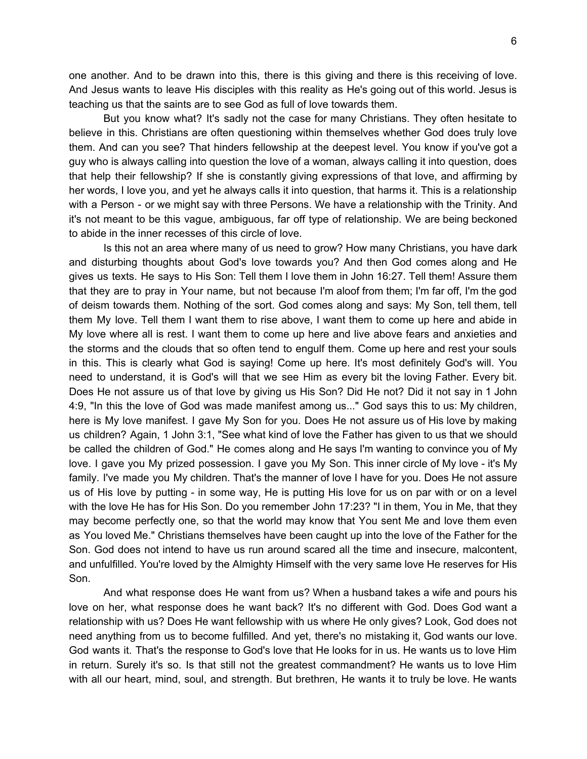one another. And to be drawn into this, there is this giving and there is this receiving of love. And Jesus wants to leave His disciples with this reality as He's going out of this world. Jesus is teaching us that the saints are to see God as full of love towards them.

But you know what? It's sadly not the case for many Christians. They often hesitate to believe in this. Christians are often questioning within themselves whether God does truly love them. And can you see? That hinders fellowship at the deepest level. You know if you've got a guy who is always calling into question the love of a woman, always calling it into question, does that help their fellowship? If she is constantly giving expressions of that love, and affirming by her words, I love you, and yet he always calls it into question, that harms it. This is a relationship with a Person - or we might say with three Persons. We have a relationship with the Trinity. And it's not meant to be this vague, ambiguous, far off type of relationship. We are being beckoned to abide in the inner recesses of this circle of love.

Is this not an area where many of us need to grow? How many Christians, you have dark and disturbing thoughts about God's love towards you? And then God comes along and He gives us texts. He says to His Son: Tell them I love them in John 16:27. Tell them! Assure them that they are to pray in Your name, but not because I'm aloof from them; I'm far off, I'm the god of deism towards them. Nothing of the sort. God comes along and says: My Son, tell them, tell them My love. Tell them I want them to rise above, I want them to come up here and abide in My love where all is rest. I want them to come up here and live above fears and anxieties and the storms and the clouds that so often tend to engulf them. Come up here and rest your souls in this. This is clearly what God is saying! Come up here. It's most definitely God's will. You need to understand, it is God's will that we see Him as every bit the loving Father. Every bit. Does He not assure us of that love by giving us His Son? Did He not? Did it not say in 1 John 4:9, "In this the love of God was made manifest among us..." God says this to us: My children, here is My love manifest. I gave My Son for you. Does He not assure us of His love by making us children? Again, 1 John 3:1, "See what kind of love the Father has given to us that we should be called the children of God." He comes along and He says I'm wanting to convince you of My love. I gave you My prized possession. I gave you My Son. This inner circle of My love - it's My family. I've made you My children. That's the manner of love I have for you. Does He not assure us of His love by putting - in some way, He is putting His love for us on par with or on a level with the love He has for His Son. Do you remember John 17:23? "I in them, You in Me, that they may become perfectly one, so that the world may know that You sent Me and love them even as You loved Me." Christians themselves have been caught up into the love of the Father for the Son. God does not intend to have us run around scared all the time and insecure, malcontent, and unfulfilled. You're loved by the Almighty Himself with the very same love He reserves for His Son.

And what response does He want from us? When a husband takes a wife and pours his love on her, what response does he want back? It's no different with God. Does God want a relationship with us? Does He want fellowship with us where He only gives? Look, God does not need anything from us to become fulfilled. And yet, there's no mistaking it, God wants our love. God wants it. That's the response to God's love that He looks for in us. He wants us to love Him in return. Surely it's so. Is that still not the greatest commandment? He wants us to love Him with all our heart, mind, soul, and strength. But brethren, He wants it to truly be love. He wants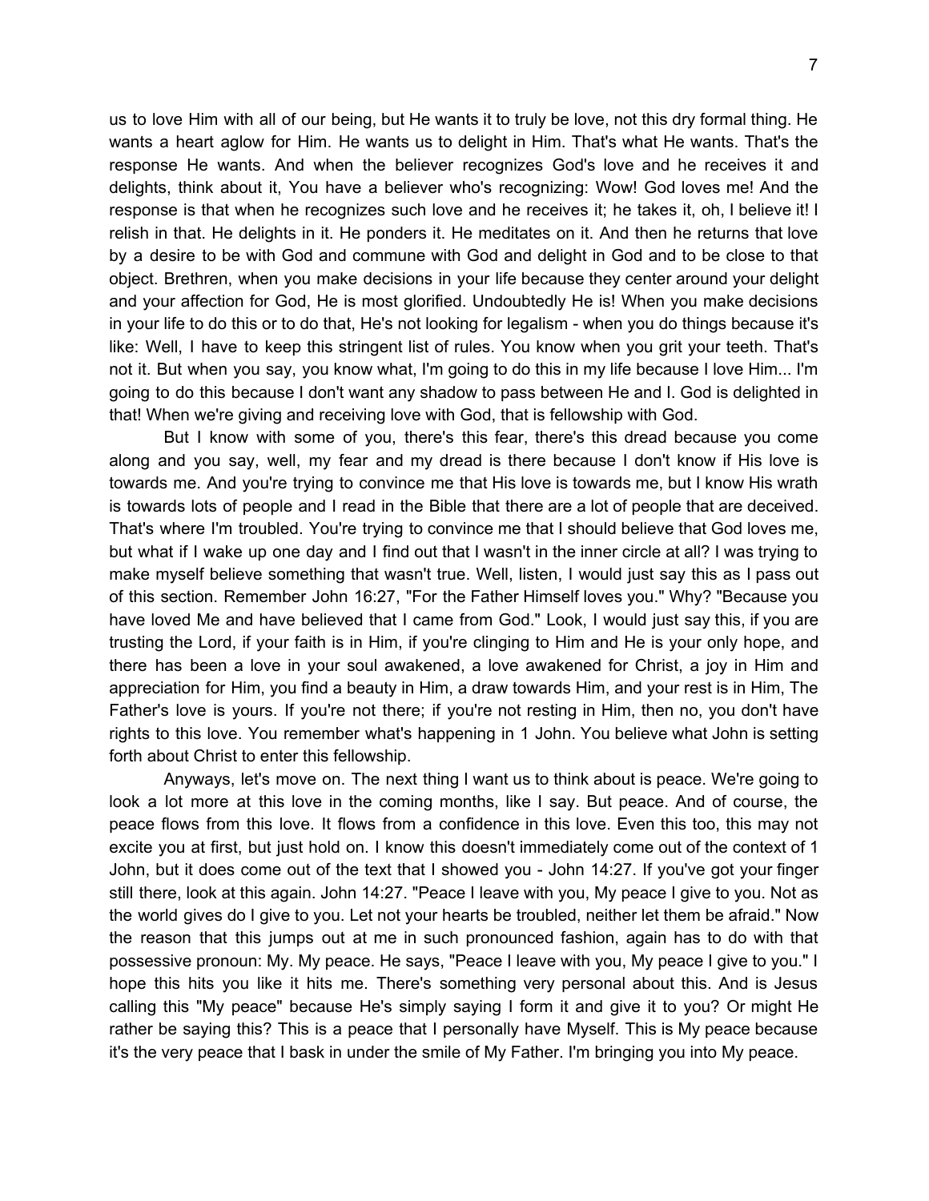us to love Him with all of our being, but He wants it to truly be love, not this dry formal thing. He wants a heart aglow for Him. He wants us to delight in Him. That's what He wants. That's the response He wants. And when the believer recognizes God's love and he receives it and delights, think about it, You have a believer who's recognizing: Wow! God loves me! And the response is that when he recognizes such love and he receives it; he takes it, oh, I believe it! I relish in that. He delights in it. He ponders it. He meditates on it. And then he returns that love by a desire to be with God and commune with God and delight in God and to be close to that object. Brethren, when you make decisions in your life because they center around your delight and your affection for God, He is most glorified. Undoubtedly He is! When you make decisions in your life to do this or to do that, He's not looking for legalism - when you do things because it's like: Well, I have to keep this stringent list of rules. You know when you grit your teeth. That's not it. But when you say, you know what, I'm going to do this in my life because I love Him... I'm going to do this because I don't want any shadow to pass between He and I. God is delighted in that! When we're giving and receiving love with God, that is fellowship with God.

But I know with some of you, there's this fear, there's this dread because you come along and you say, well, my fear and my dread is there because I don't know if His love is towards me. And you're trying to convince me that His love is towards me, but I know His wrath is towards lots of people and I read in the Bible that there are a lot of people that are deceived. That's where I'm troubled. You're trying to convince me that I should believe that God loves me, but what if I wake up one day and I find out that I wasn't in the inner circle at all? I was trying to make myself believe something that wasn't true. Well, listen, I would just say this as I pass out of this section. Remember John 16:27, "For the Father Himself loves you." Why? "Because you have loved Me and have believed that I came from God." Look, I would just say this, if you are trusting the Lord, if your faith is in Him, if you're clinging to Him and He is your only hope, and there has been a love in your soul awakened, a love awakened for Christ, a joy in Him and appreciation for Him, you find a beauty in Him, a draw towards Him, and your rest is in Him, The Father's love is yours. If you're not there; if you're not resting in Him, then no, you don't have rights to this love. You remember what's happening in 1 John. You believe what John is setting forth about Christ to enter this fellowship.

Anyways, let's move on. The next thing I want us to think about is peace. We're going to look a lot more at this love in the coming months, like I say. But peace. And of course, the peace flows from this love. It flows from a confidence in this love. Even this too, this may not excite you at first, but just hold on. I know this doesn't immediately come out of the context of 1 John, but it does come out of the text that I showed you - John 14:27. If you've got your finger still there, look at this again. John 14:27. "Peace I leave with you, My peace I give to you. Not as the world gives do I give to you. Let not your hearts be troubled, neither let them be afraid." Now the reason that this jumps out at me in such pronounced fashion, again has to do with that possessive pronoun: My. My peace. He says, "Peace I leave with you, My peace I give to you." I hope this hits you like it hits me. There's something very personal about this. And is Jesus calling this "My peace" because He's simply saying I form it and give it to you? Or might He rather be saying this? This is a peace that I personally have Myself. This is My peace because it's the very peace that I bask in under the smile of My Father. I'm bringing you into My peace.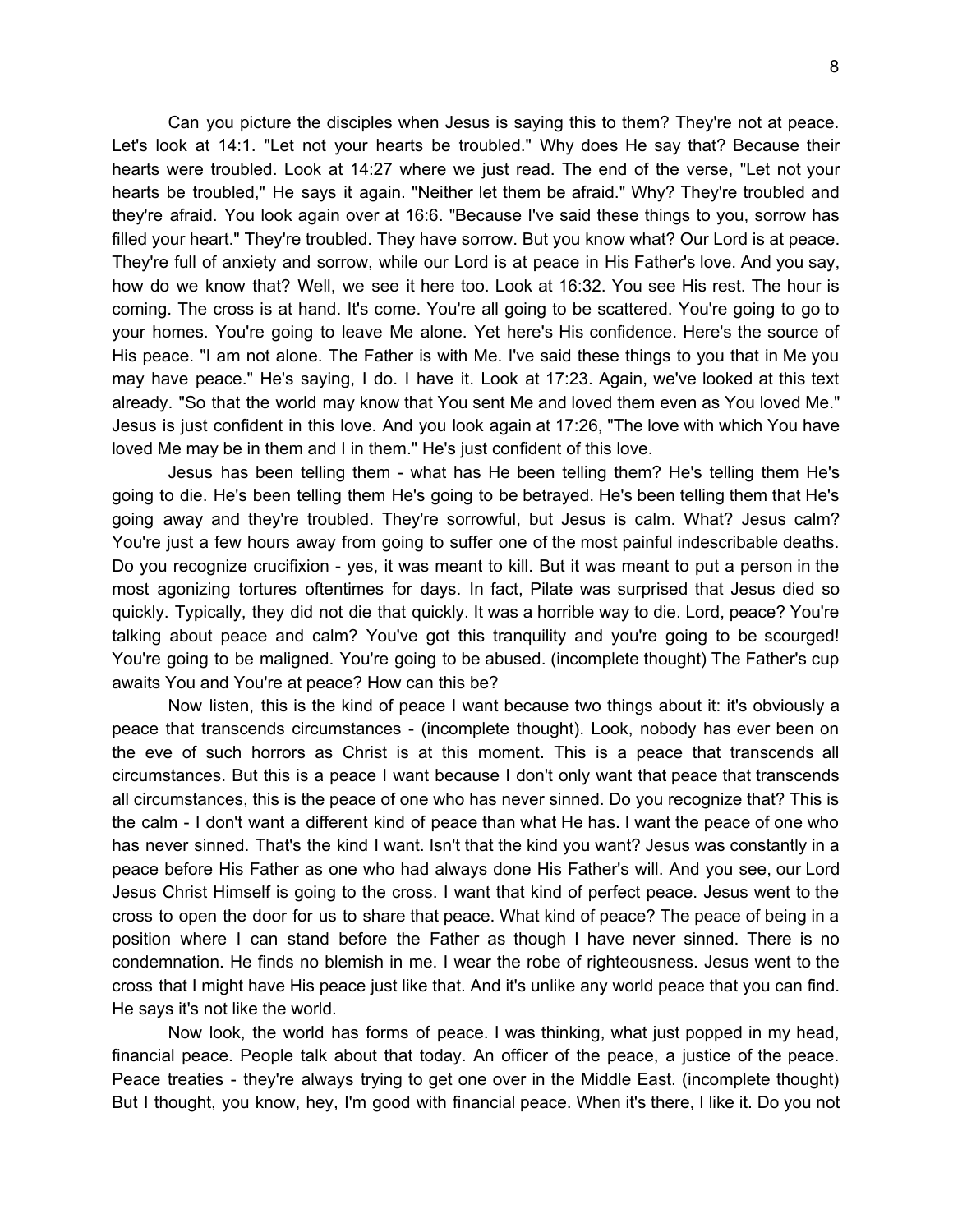Can you picture the disciples when Jesus is saying this to them? They're not at peace. Let's look at 14:1. "Let not your hearts be troubled." Why does He say that? Because their hearts were troubled. Look at 14:27 where we just read. The end of the verse, "Let not your hearts be troubled," He says it again. "Neither let them be afraid." Why? They're troubled and they're afraid. You look again over at 16:6. "Because I've said these things to you, sorrow has filled your heart." They're troubled. They have sorrow. But you know what? Our Lord is at peace. They're full of anxiety and sorrow, while our Lord is at peace in His Father's love. And you say, how do we know that? Well, we see it here too. Look at 16:32. You see His rest. The hour is coming. The cross is at hand. It's come. You're all going to be scattered. You're going to go to your homes. You're going to leave Me alone. Yet here's His confidence. Here's the source of His peace. "I am not alone. The Father is with Me. I've said these things to you that in Me you may have peace." He's saying, I do. I have it. Look at 17:23. Again, we've looked at this text already. "So that the world may know that You sent Me and loved them even as You loved Me." Jesus is just confident in this love. And you look again at 17:26, "The love with which You have loved Me may be in them and I in them." He's just confident of this love.

Jesus has been telling them - what has He been telling them? He's telling them He's going to die. He's been telling them He's going to be betrayed. He's been telling them that He's going away and they're troubled. They're sorrowful, but Jesus is calm. What? Jesus calm? You're just a few hours away from going to suffer one of the most painful indescribable deaths. Do you recognize crucifixion - yes, it was meant to kill. But it was meant to put a person in the most agonizing tortures oftentimes for days. In fact, Pilate was surprised that Jesus died so quickly. Typically, they did not die that quickly. It was a horrible way to die. Lord, peace? You're talking about peace and calm? You've got this tranquility and you're going to be scourged! You're going to be maligned. You're going to be abused. (incomplete thought) The Father's cup awaits You and You're at peace? How can this be?

Now listen, this is the kind of peace I want because two things about it: it's obviously a peace that transcends circumstances - (incomplete thought). Look, nobody has ever been on the eve of such horrors as Christ is at this moment. This is a peace that transcends all circumstances. But this is a peace I want because I don't only want that peace that transcends all circumstances, this is the peace of one who has never sinned. Do you recognize that? This is the calm - I don't want a different kind of peace than what He has. I want the peace of one who has never sinned. That's the kind I want. Isn't that the kind you want? Jesus was constantly in a peace before His Father as one who had always done His Father's will. And you see, our Lord Jesus Christ Himself is going to the cross. I want that kind of perfect peace. Jesus went to the cross to open the door for us to share that peace. What kind of peace? The peace of being in a position where I can stand before the Father as though I have never sinned. There is no condemnation. He finds no blemish in me. I wear the robe of righteousness. Jesus went to the cross that I might have His peace just like that. And it's unlike any world peace that you can find. He says it's not like the world.

Now look, the world has forms of peace. I was thinking, what just popped in my head, financial peace. People talk about that today. An officer of the peace, a justice of the peace. Peace treaties - they're always trying to get one over in the Middle East. (incomplete thought) But I thought, you know, hey, I'm good with financial peace. When it's there, I like it. Do you not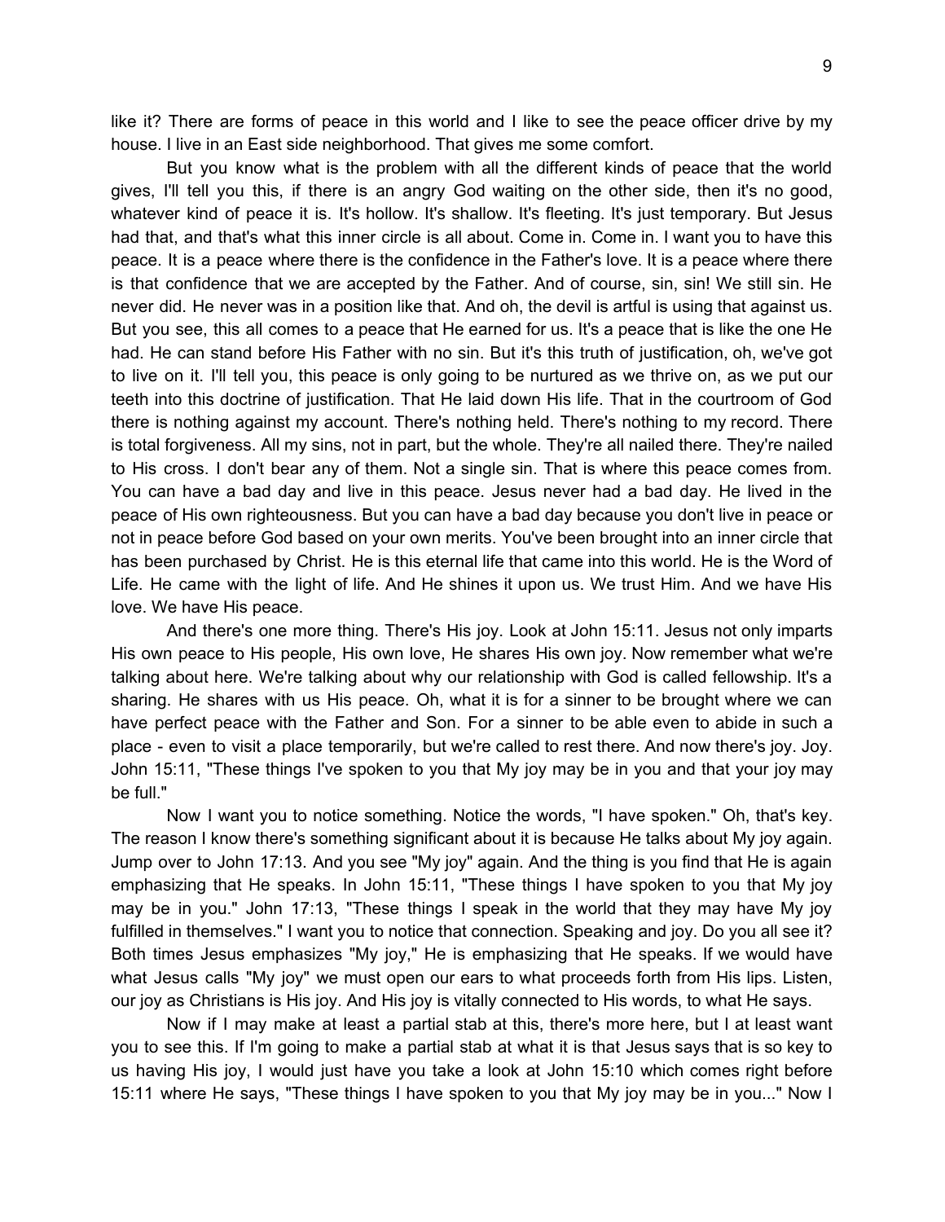like it? There are forms of peace in this world and I like to see the peace officer drive by my house. I live in an East side neighborhood. That gives me some comfort.

But you know what is the problem with all the different kinds of peace that the world gives, I'll tell you this, if there is an angry God waiting on the other side, then it's no good, whatever kind of peace it is. It's hollow. It's shallow. It's fleeting. It's just temporary. But Jesus had that, and that's what this inner circle is all about. Come in. Come in. I want you to have this peace. It is a peace where there is the confidence in the Father's love. It is a peace where there is that confidence that we are accepted by the Father. And of course, sin, sin! We still sin. He never did. He never was in a position like that. And oh, the devil is artful is using that against us. But you see, this all comes to a peace that He earned for us. It's a peace that is like the one He had. He can stand before His Father with no sin. But it's this truth of justification, oh, we've got to live on it. I'll tell you, this peace is only going to be nurtured as we thrive on, as we put our teeth into this doctrine of justification. That He laid down His life. That in the courtroom of God there is nothing against my account. There's nothing held. There's nothing to my record. There is total forgiveness. All my sins, not in part, but the whole. They're all nailed there. They're nailed to His cross. I don't bear any of them. Not a single sin. That is where this peace comes from. You can have a bad day and live in this peace. Jesus never had a bad day. He lived in the peace of His own righteousness. But you can have a bad day because you don't live in peace or not in peace before God based on your own merits. You've been brought into an inner circle that has been purchased by Christ. He is this eternal life that came into this world. He is the Word of Life. He came with the light of life. And He shines it upon us. We trust Him. And we have His love. We have His peace.

And there's one more thing. There's His joy. Look at John 15:11. Jesus not only imparts His own peace to His people, His own love, He shares His own joy. Now remember what we're talking about here. We're talking about why our relationship with God is called fellowship. It's a sharing. He shares with us His peace. Oh, what it is for a sinner to be brought where we can have perfect peace with the Father and Son. For a sinner to be able even to abide in such a place - even to visit a place temporarily, but we're called to rest there. And now there's joy. Joy. John 15:11, "These things I've spoken to you that My joy may be in you and that your joy may be full."

Now I want you to notice something. Notice the words, "I have spoken." Oh, that's key. The reason I know there's something significant about it is because He talks about My joy again. Jump over to John 17:13. And you see "My joy" again. And the thing is you find that He is again emphasizing that He speaks. In John 15:11, "These things I have spoken to you that My joy may be in you." John 17:13, "These things I speak in the world that they may have My joy fulfilled in themselves." I want you to notice that connection. Speaking and joy. Do you all see it? Both times Jesus emphasizes "My joy," He is emphasizing that He speaks. If we would have what Jesus calls "My joy" we must open our ears to what proceeds forth from His lips. Listen, our joy as Christians is His joy. And His joy is vitally connected to His words, to what He says.

Now if I may make at least a partial stab at this, there's more here, but I at least want you to see this. If I'm going to make a partial stab at what it is that Jesus says that is so key to us having His joy, I would just have you take a look at John 15:10 which comes right before 15:11 where He says, "These things I have spoken to you that My joy may be in you..." Now I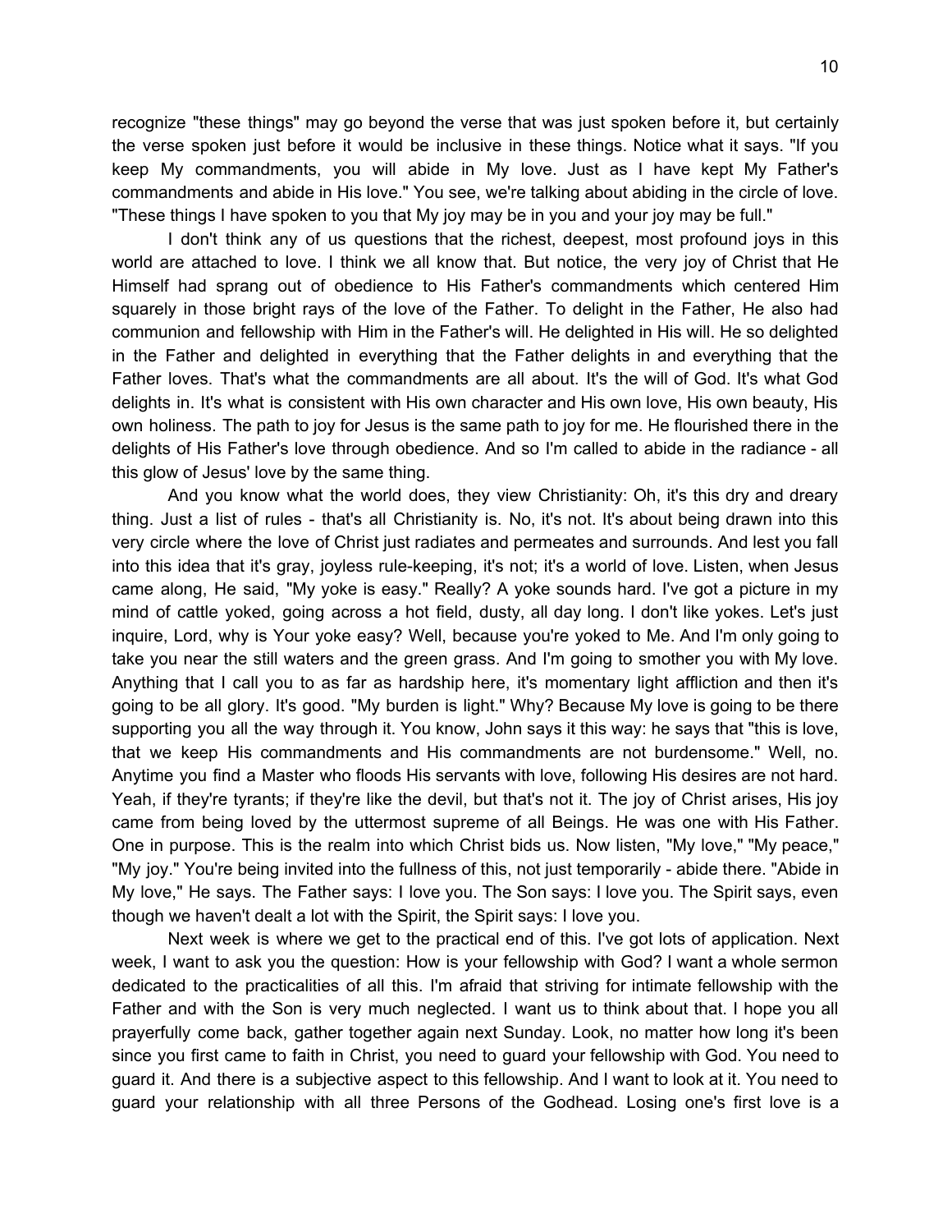recognize "these things" may go beyond the verse that was just spoken before it, but certainly the verse spoken just before it would be inclusive in these things. Notice what it says. "If you keep My commandments, you will abide in My love. Just as I have kept My Father's commandments and abide in His love." You see, we're talking about abiding in the circle of love. "These things I have spoken to you that My joy may be in you and your joy may be full."

I don't think any of us questions that the richest, deepest, most profound joys in this world are attached to love. I think we all know that. But notice, the very joy of Christ that He Himself had sprang out of obedience to His Father's commandments which centered Him squarely in those bright rays of the love of the Father. To delight in the Father, He also had communion and fellowship with Him in the Father's will. He delighted in His will. He so delighted in the Father and delighted in everything that the Father delights in and everything that the Father loves. That's what the commandments are all about. It's the will of God. It's what God delights in. It's what is consistent with His own character and His own love, His own beauty, His own holiness. The path to joy for Jesus is the same path to joy for me. He flourished there in the delights of His Father's love through obedience. And so I'm called to abide in the radiance - all this glow of Jesus' love by the same thing.

And you know what the world does, they view Christianity: Oh, it's this dry and dreary thing. Just a list of rules - that's all Christianity is. No, it's not. It's about being drawn into this very circle where the love of Christ just radiates and permeates and surrounds. And lest you fall into this idea that it's gray, joyless rule-keeping, it's not; it's a world of love. Listen, when Jesus came along, He said, "My yoke is easy." Really? A yoke sounds hard. I've got a picture in my mind of cattle yoked, going across a hot field, dusty, all day long. I don't like yokes. Let's just inquire, Lord, why is Your yoke easy? Well, because you're yoked to Me. And I'm only going to take you near the still waters and the green grass. And I'm going to smother you with My love. Anything that I call you to as far as hardship here, it's momentary light affliction and then it's going to be all glory. It's good. "My burden is light." Why? Because My love is going to be there supporting you all the way through it. You know, John says it this way: he says that "this is love, that we keep His commandments and His commandments are not burdensome." Well, no. Anytime you find a Master who floods His servants with love, following His desires are not hard. Yeah, if they're tyrants; if they're like the devil, but that's not it. The joy of Christ arises, His joy came from being loved by the uttermost supreme of all Beings. He was one with His Father. One in purpose. This is the realm into which Christ bids us. Now listen, "My love," "My peace," "My joy." You're being invited into the fullness of this, not just temporarily - abide there. "Abide in My love," He says. The Father says: I love you. The Son says: I love you. The Spirit says, even though we haven't dealt a lot with the Spirit, the Spirit says: I love you.

Next week is where we get to the practical end of this. I've got lots of application. Next week, I want to ask you the question: How is your fellowship with God? I want a whole sermon dedicated to the practicalities of all this. I'm afraid that striving for intimate fellowship with the Father and with the Son is very much neglected. I want us to think about that. I hope you all prayerfully come back, gather together again next Sunday. Look, no matter how long it's been since you first came to faith in Christ, you need to guard your fellowship with God. You need to guard it. And there is a subjective aspect to this fellowship. And I want to look at it. You need to guard your relationship with all three Persons of the Godhead. Losing one's first love is a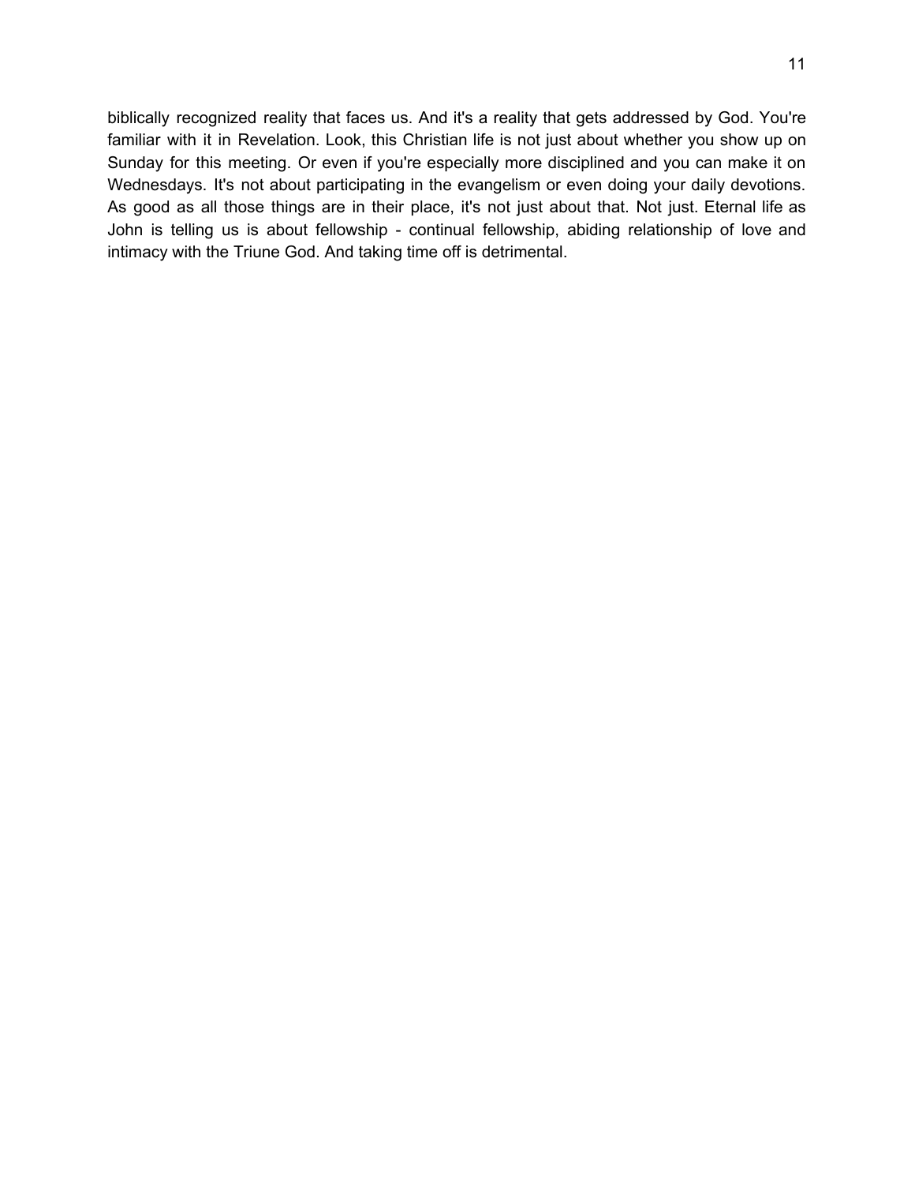biblically recognized reality that faces us. And it's a reality that gets addressed by God. You're familiar with it in Revelation. Look, this Christian life is not just about whether you show up on Sunday for this meeting. Or even if you're especially more disciplined and you can make it on Wednesdays. It's not about participating in the evangelism or even doing your daily devotions. As good as all those things are in their place, it's not just about that. Not just. Eternal life as John is telling us is about fellowship - continual fellowship, abiding relationship of love and intimacy with the Triune God. And taking time off is detrimental.